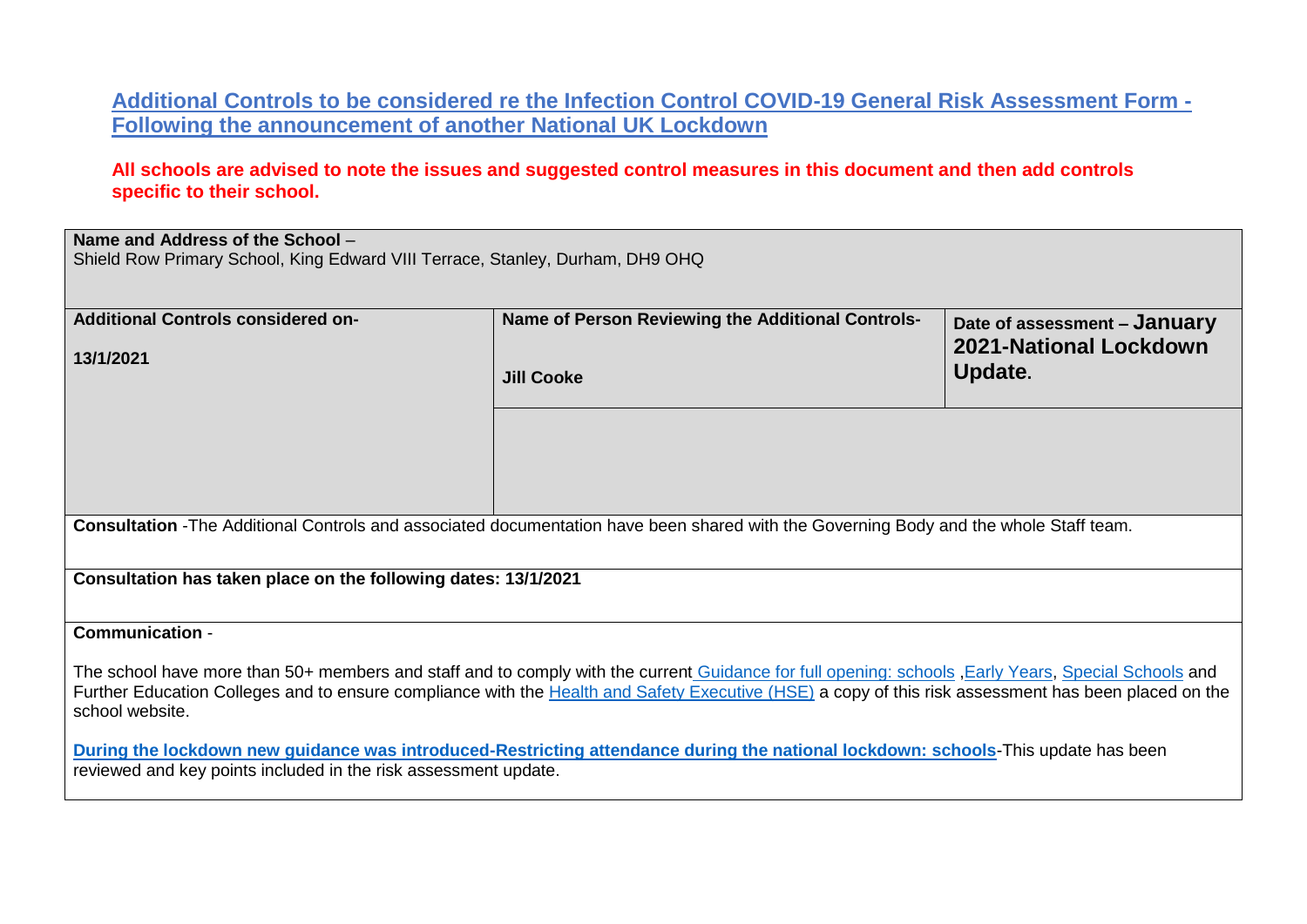## Additional Controls to be considered re the Infection Control COVID-19 General Risk Assessment Form - Following the announcement of another National UK Lockdown

**All schools are advised to note the issues and suggested control measures in this document and then add controls specific to their school.**

| | | |
|---|---|---|
| **Name and Address of the School** – <br> Shield Row Primary School, King Edward VIII Terrace, Stanley, Durham, DH9 OHQ | | |
| **Additional Controls considered on-** <br><br> **13/1/2021** | **Name of Person Reviewing the Additional Controls-** <br><br> **Jill Cooke** | **Date of assessment – January 2021-National Lockdown Update.** |
| **Consultation** -The Additional Controls and associated documentation have been shared with the Governing Body and the whole Staff team. | | |
| **Consultation has taken place on the following dates: 13/1/2021** | | |
| **Communication** - <br><br> The school have more than 50+ members and staff and to comply with the current Guidance for full opening: schools ,Early Years, Special Schools and Further Education Colleges and to ensure compliance with the Health and Safety Executive (HSE) a copy of this risk assessment has been placed on the school website. <br><br> **During the lockdown new guidance was introduced-Restricting attendance during the national lockdown: schools**-This update has been reviewed and key points included in the risk assessment update. | | |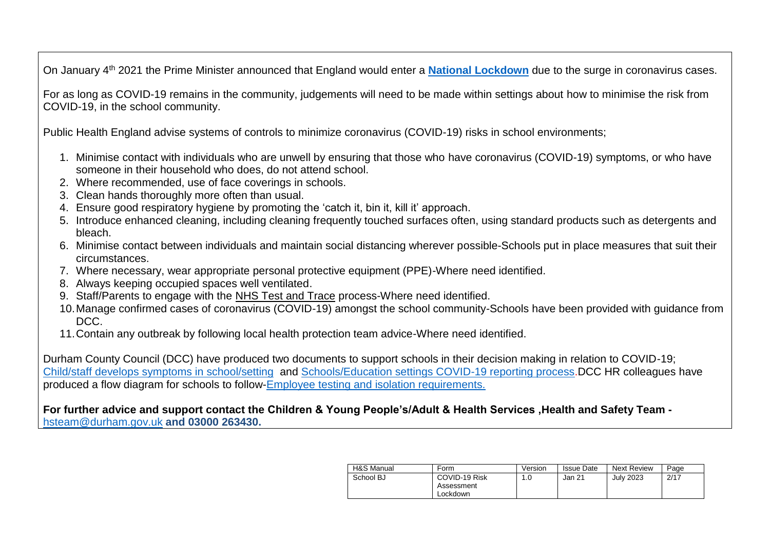On January 4th 2021 the Prime Minister announced that England would enter a **National Lockdown** due to the surge in coronavirus cases.

For as long as COVID-19 remains in the community, judgements will need to be made within settings about how to minimise the risk from COVID-19, in the school community.

Public Health England advise systems of controls to minimize coronavirus (COVID-19) risks in school environments;

1. Minimise contact with individuals who are unwell by ensuring that those who have coronavirus (COVID-19) symptoms, or who have someone in their household who does, do not attend school.
2. Where recommended, use of face coverings in schools.
3. Clean hands thoroughly more often than usual.
4. Ensure good respiratory hygiene by promoting the 'catch it, bin it, kill it' approach.
5. Introduce enhanced cleaning, including cleaning frequently touched surfaces often, using standard products such as detergents and bleach.
6. Minimise contact between individuals and maintain social distancing wherever possible-Schools put in place measures that suit their circumstances.
7. Where necessary, wear appropriate personal protective equipment (PPE)-Where need identified.
8. Always keeping occupied spaces well ventilated.
9. Staff/Parents to engage with the NHS Test and Trace process-Where need identified.
10. Manage confirmed cases of coronavirus (COVID-19) amongst the school community-Schools have been provided with guidance from DCC.
11. Contain any outbreak by following local health protection team advice-Where need identified.

Durham County Council (DCC) have produced two documents to support schools in their decision making in relation to COVID-19; Child/staff develops symptoms in school/setting and Schools/Education settings COVID-19 reporting process. DCC HR colleagues have produced a flow diagram for schools to follow-Employee testing and isolation requirements.

**For further advice and support contact the Children & Young People's/Adult & Health Services ,Health and Safety Team -** hsteam@durham.gov.uk **and 03000 263430.**

| H&S Manual | Form | Version | Issue Date | Next Review | Page |
|---|---|---|---|---|---|
| School BJ | COVID-19 Risk Assessment Lockdown | 1.0 | Jan 21 | July 2023 | 2/17 |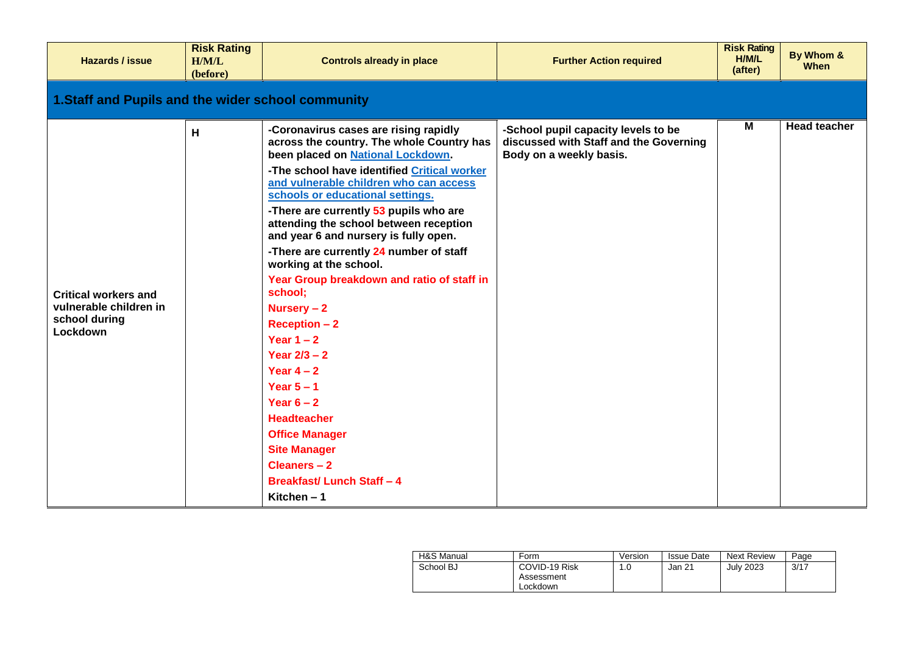| Hazards / issue | Risk Rating H/M/L (before) | Controls already in place | Further Action required | Risk Rating H/M/L (after) | By Whom & When |
|---|---|---|---|---|---|
| **1.Staff and Pupils and the wider school community** | | | | | |
| **Critical workers and vulnerable children in school during Lockdown** | **H** | **-Coronavirus cases are rising rapidly across the country. The whole Country has been placed on National Lockdown.**<br>**-The school have identified Critical worker and vulnerable children who can access schools or educational settings.**<br>**-There are currently 53 pupils who are attending the school between reception and year 6 and nursery is fully open.**<br>**-There are currently 24 number of staff working at the school.**<br>**Year Group breakdown and ratio of staff in school;**<br>**Nursery – 2**<br>**Reception – 2**<br>**Year 1 – 2**<br>**Year 2/3 – 2**<br>**Year 4 – 2**<br>**Year 5 – 1**<br>**Year 6 – 2**<br>**Headteacher**<br>**Office Manager**<br>**Site Manager**<br>**Cleaners – 2**<br>**Breakfast/ Lunch Staff – 4**<br>**Kitchen – 1** | **-School pupil capacity levels to be discussed with Staff and the Governing Body on a weekly basis.** | **M** | **Head teacher** |

| H&S Manual | Form | Version | Issue Date | Next Review |
|---|---|---|---|---|
| School BJ | COVID-19 Risk Assessment Lockdown | 1.0 | Jan 21 | July 2023 |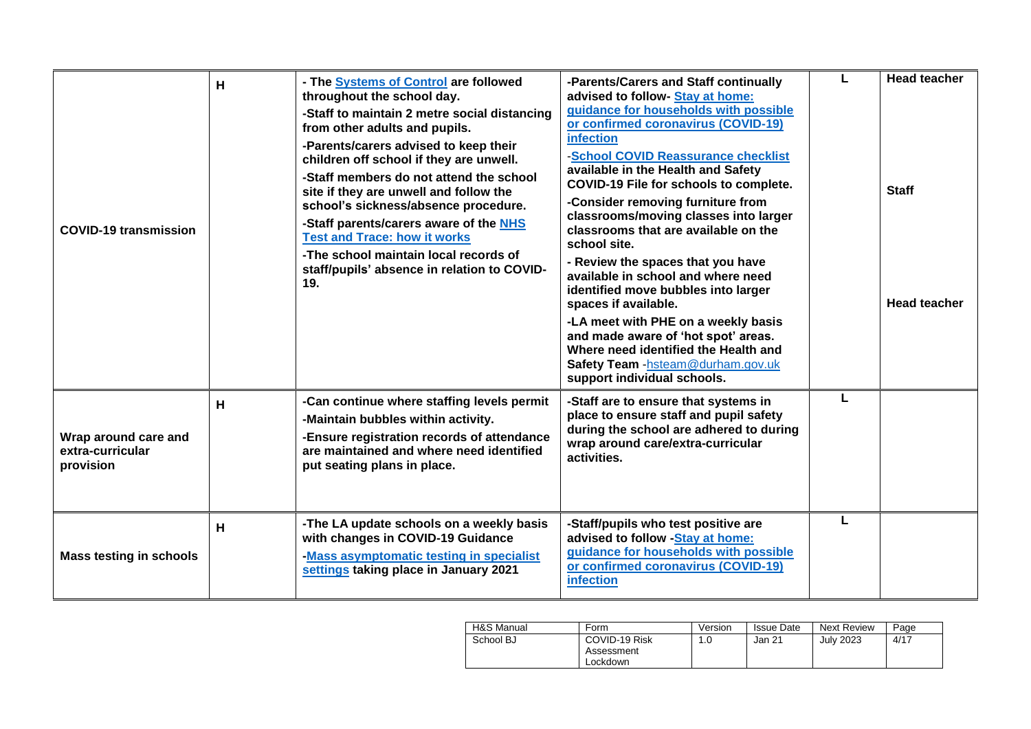| | | | | | |
|---|---|---|---|---|---|
| **COVID-19 transmission** | **H** | **- The Systems of Control are followed throughout the school day.**<br>**-Staff to maintain 2 metre social distancing from other adults and pupils.**<br>**-Parents/carers advised to keep their children off school if they are unwell.**<br>**-Staff members do not attend the school site if they are unwell and follow the school's sickness/absence procedure.**<br>**-Staff parents/carers aware of the NHS Test and Trace: how it works**<br>**-The school maintain local records of staff/pupils' absence in relation to COVID-19.** | **-Parents/Carers and Staff continually advised to follow- Stay at home: guidance for households with possible or confirmed coronavirus (COVID-19) infection**<br>**-School COVID Reassurance checklist available in the Health and Safety COVID-19 File for schools to complete.**<br>**-Consider removing furniture from classrooms/moving classes into larger classrooms that are available on the school site.**<br>**- Review the spaces that you have available in school and where need identified move bubbles into larger spaces if available.**<br>**-LA meet with PHE on a weekly basis and made aware of 'hot spot' areas. Where need identified the Health and Safety Team** -hsteam@durham.gov.uk **support individual schools.** | **L** | **Head teacher**<br><br>**Staff**<br><br>**Head teacher** |
| **Wrap around care and extra-curricular provision** | **H** | **-Can continue where staffing levels permit**<br>**-Maintain bubbles within activity.**<br>**-Ensure registration records of attendance are maintained and where need identified put seating plans in place.** | **-Staff are to ensure that systems in place to ensure staff and pupil safety during the school are adhered to during wrap around care/extra-curricular activities.** | **L** | |
| **Mass testing in schools** | **H** | **-The LA update schools on a weekly basis with changes in COVID-19 Guidance**<br>**-Mass asymptomatic testing in specialist settings taking place in January 2021** | **-Staff/pupils who test positive are advised to follow -Stay at home: guidance for households with possible or confirmed coronavirus (COVID-19) infection** | **L** | |

| H&S Manual | Form | Version | Issue Date | Next Review | Page |
|---|---|---|---|---|---|
| School BJ | COVID-19 Risk Assessment Lockdown | 1.0 | Jan 21 | July 2023 | 4/17 |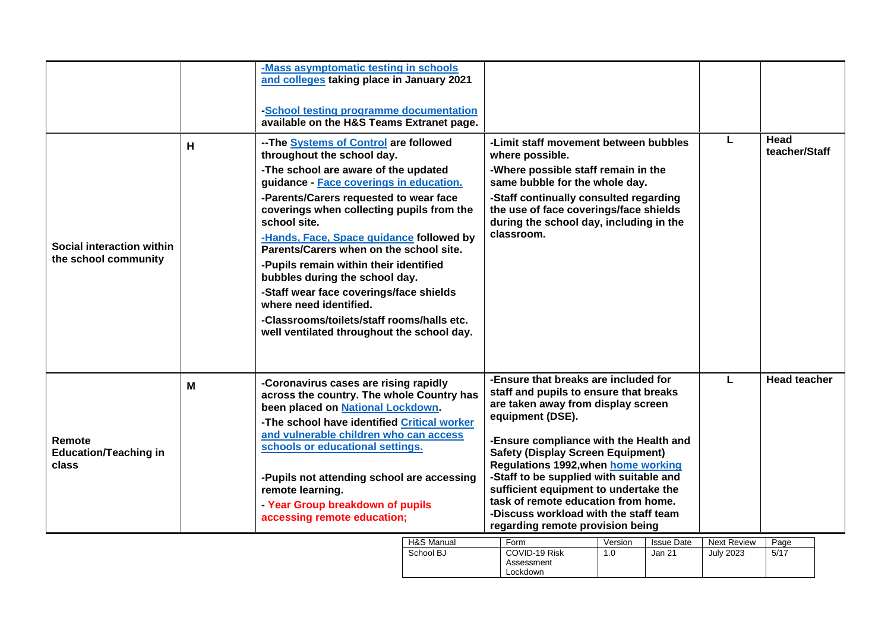| | | | | | |
|---|---|---|---|---|---|
| | | **-Mass asymptomatic testing in schools and colleges taking place in January 2021**<br><br>**-School testing programme documentation available on the H&S Teams Extranet page.** | | | |
| **Social interaction within the school community** | **H** | **--The Systems of Control are followed throughout the school day.**<br>**-The school are aware of the updated guidance - Face coverings in education.**<br>**-Parents/Carers requested to wear face coverings when collecting pupils from the school site.**<br>**-Hands, Face, Space guidance followed by Parents/Carers when on the school site.**<br>**-Pupils remain within their identified bubbles during the school day.**<br>**-Staff wear face coverings/face shields where need identified.**<br>**-Classrooms/toilets/staff rooms/halls etc. well ventilated throughout the school day.** | **-Limit staff movement between bubbles where possible.**<br>**-Where possible staff remain in the same bubble for the whole day.**<br>**-Staff continually consulted regarding the use of face coverings/face shields during the school day, including in the classroom.** | **L** | **Head teacher/Staff** |
| **Remote Education/Teaching in class** | **M** | **-Coronavirus cases are rising rapidly across the country. The whole Country has been placed on National Lockdown.**<br>**-The school have identified Critical worker and vulnerable children who can access schools or educational settings.**<br><br>**-Pupils not attending school are accessing remote learning.**<br>**- Year Group breakdown of pupils accessing remote education;** | **-Ensure that breaks are included for staff and pupils to ensure that breaks are taken away from display screen equipment (DSE).**<br><br>**-Ensure compliance with the Health and Safety (Display Screen Equipment) Regulations 1992,when home working**<br>**-Staff to be supplied with suitable and sufficient equipment to undertake the task of remote education from home.**<br>**-Discuss workload with the staff team regarding remote provision being** | **L** | **Head teacher** |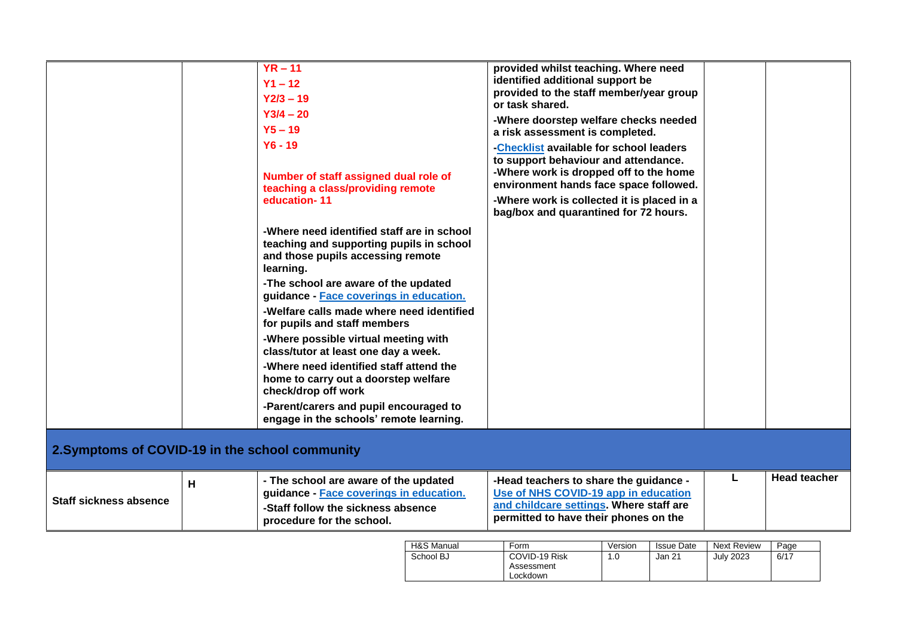| | | | | | |
|---|---|---|---|---|---|
| | | **YR – 11**<br>**Y1 – 12**<br>**Y2/3 – 19**<br>**Y3/4 – 20**<br>**Y5 – 19**<br>**Y6 - 19**<br><br>**Number of staff assigned dual role of teaching a class/providing remote education- 11**<br><br>**-Where need identified staff are in school teaching and supporting pupils in school and those pupils accessing remote learning.**<br>**-The school are aware of the updated guidance - [Face coverings in education.](#)**<br>**-Welfare calls made where need identified for pupils and staff members**<br>**-Where possible virtual meeting with class/tutor at least one day a week.**<br>**-Where need identified staff attend the home to carry out a doorstep welfare check/drop off work**<br>**-Parent/carers and pupil encouraged to engage in the schools' remote learning.** | **provided whilst teaching. Where need identified additional support be provided to the staff member/year group or task shared.**<br>**-Where doorstep welfare checks needed a risk assessment is completed.**<br>**-[Checklist](#) available for school leaders to support behaviour and attendance.**<br>**-Where work is dropped off to the home environment hands face space followed.**<br>**-Where work is collected it is placed in a bag/box and quarantined for 72 hours.** | | |

## 2.Symptoms of COVID-19 in the school community

| | | | | | |
|---|---|---|---|---|---|
| **Staff sickness absence** | **H** | **- The school are aware of the updated guidance - [Face coverings in education.](#)**<br>**-Staff follow the sickness absence procedure for the school.** | **-Head teachers to share the guidance - [Use of NHS COVID-19 app in education and childcare settings](#). Where staff are permitted to have their phones on the** | **L** | **Head teacher** |

| H&S Manual | Form | Version | Issue Date | Next Review |
|---|---|---|---|---|
| School BJ | COVID-19 Risk Assessment Lockdown | 1.0 | Jan 21 | July 2023 |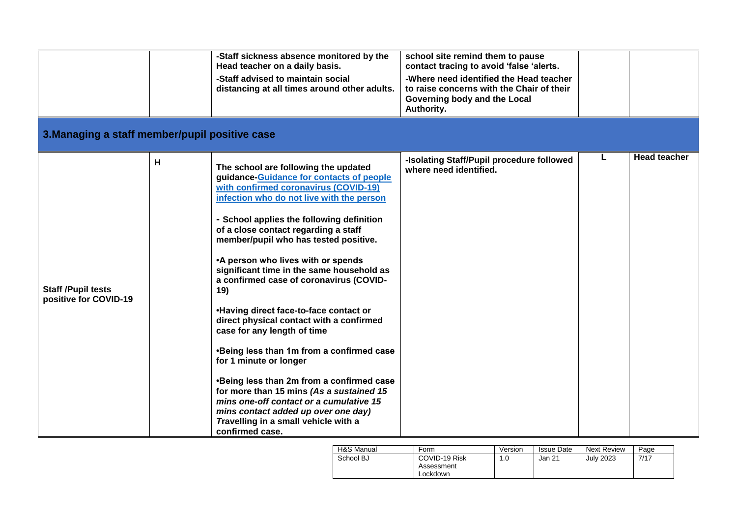| | | | | | |
|---|---|---|---|---|---|
| | | **-Staff sickness absence monitored by the Head teacher on a daily basis.**<br>**-Staff advised to maintain social distancing at all times around other adults.** | **school site remind them to pause contact tracing to avoid 'false 'alerts.**<br>**-Where need identified the Head teacher to raise concerns with the Chair of their Governing body and the Local Authority.** | | |

## 3.Managing a staff member/pupil positive case

| | | | | | |
|---|---|---|---|---|---|
| **Staff /Pupil tests positive for COVID-19** | **H** | **The school are following the updated guidance-[Guidance for contacts of people with confirmed coronavirus (COVID-19) infection who do not live with the person](#)**<br><br>**- School applies the following definition of a close contact regarding a staff member/pupil who has tested positive.**<br><br>**•A person who lives with or spends significant time in the same household as a confirmed case of coronavirus (COVID-19)**<br><br>**•Having direct face-to-face contact or direct physical contact with a confirmed case for any length of time**<br><br>**•Being less than 1m from a confirmed case for 1 minute or longer**<br><br>**•Being less than 2m from a confirmed case for more than 15 mins *(As a sustained 15 mins one-off contact or a cumulative 15 mins contact added up over one day)* *T*ravelling in a small vehicle with a confirmed case.** | **-Isolating Staff/Pupil procedure followed where need identified.** | **L** | **Head teacher** |

| H&S Manual | Form | Version | Issue Date | Next Review | Page |
|---|---|---|---|---|---|
| School BJ | COVID-19 Risk Assessment Lockdown | 1.0 | Jan 21 | July 2023 | 7/17 |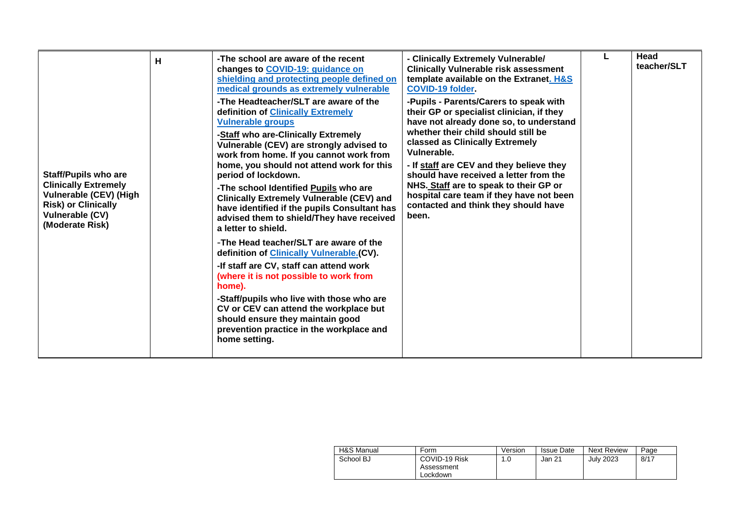| | | | | | |
|---|---|---|---|---|---|
| **Staff/Pupils who are Clinically Extremely Vulnerable (CEV) (High Risk) or Clinically Vulnerable (CV) (Moderate Risk)** | **H** | **-The school are aware of the recent changes to COVID-19: guidance on shielding and protecting people defined on medical grounds as extremely vulnerable**<br><br>**-The Headteacher/SLT are aware of the definition of Clinically Extremely Vulnerable groups**<br><br>**-Staff who are-Clinically Extremely Vulnerable (CEV) are strongly advised to work from home. If you cannot work from home, you should not attend work for this period of lockdown.**<br><br>**-The school Identified Pupils who are Clinically Extremely Vulnerable (CEV) and have identified if the pupils Consultant has advised them to shield/They have received a letter to shield.**<br><br>**-The Head teacher/SLT are aware of the definition of Clinically Vulnerable.(CV).**<br><br>**-If staff are CV, staff can attend work (where it is not possible to work from home).**<br><br>**-Staff/pupils who live with those who are CV or CEV can attend the workplace but should ensure they maintain good prevention practice in the workplace and home setting.** | **- Clinically Extremely Vulnerable/ Clinically Vulnerable risk assessment template available on the Extranet. H&S COVID-19 folder.**<br><br>**-Pupils - Parents/Carers to speak with their GP or specialist clinician, if they have not already done so, to understand whether their child should still be classed as Clinically Extremely Vulnerable.**<br><br>**- If staff are CEV and they believe they should have received a letter from the NHS. Staff are to speak to their GP or hospital care team if they have not been contacted and think they should have been.** | **L** | **Head teacher/SLT** |

| H&S Manual | Form | Version | Issue Date | Next Review | Page |
|---|---|---|---|---|---|
| School BJ | COVID-19 Risk Assessment Lockdown | 1.0 | Jan 21 | July 2023 | 8/17 |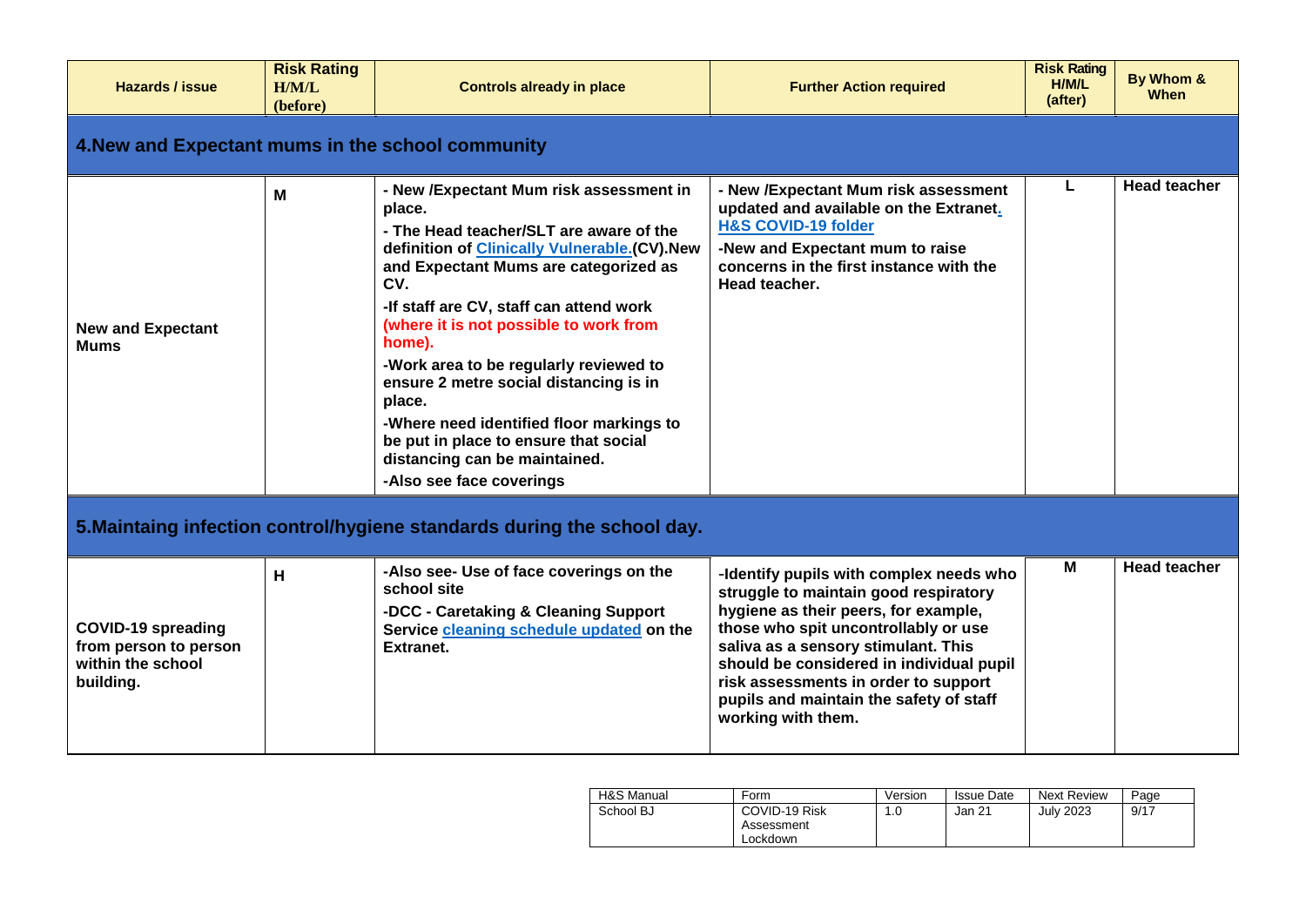| Hazards / issue | Risk Rating H/M/L (before) | Controls already in place | Further Action required | Risk Rating H/M/L (after) | By Whom & When |
|---|---|---|---|---|---|
| **4.New and Expectant mums in the school community** | | | | | |
| **New and Expectant Mums** | **M** | **- New /Expectant Mum risk assessment in place.**<br>**- The Head teacher/SLT are aware of the definition of [Clinically Vulnerable.](CV).New and Expectant Mums are categorized as CV.**<br>**-If staff are CV, staff can attend work (where it is not possible to work from home).**<br>**-Work area to be regularly reviewed to ensure 2 metre social distancing is in place.**<br>**-Where need identified floor markings to be put in place to ensure that social distancing can be maintained.**<br>**-Also see face coverings** | **- New /Expectant Mum risk assessment updated and available on the Extranet. H&S COVID-19 folder**<br>**-New and Expectant mum to raise concerns in the first instance with the Head teacher.** | **L** | **Head teacher** |
| **5.Maintaing infection control/hygiene standards during the school day.** | | | | | |
| **COVID-19 spreading from person to person within the school building.** | **H** | **-Also see- Use of face coverings on the school site**<br>**-DCC - Caretaking & Cleaning Support Service cleaning schedule updated on the Extranet.** | **-Identify pupils with complex needs who struggle to maintain good respiratory hygiene as their peers, for example, those who spit uncontrollably or use saliva as a sensory stimulant. This should be considered in individual pupil risk assessments in order to support pupils and maintain the safety of staff working with them.** | **M** | **Head teacher** |

| H&S Manual | Form | Version | Issue Date | Next Review |
|---|---|---|---|---|
| School BJ | COVID-19 Risk Assessment Lockdown | 1.0 | Jan 21 | July 2023 |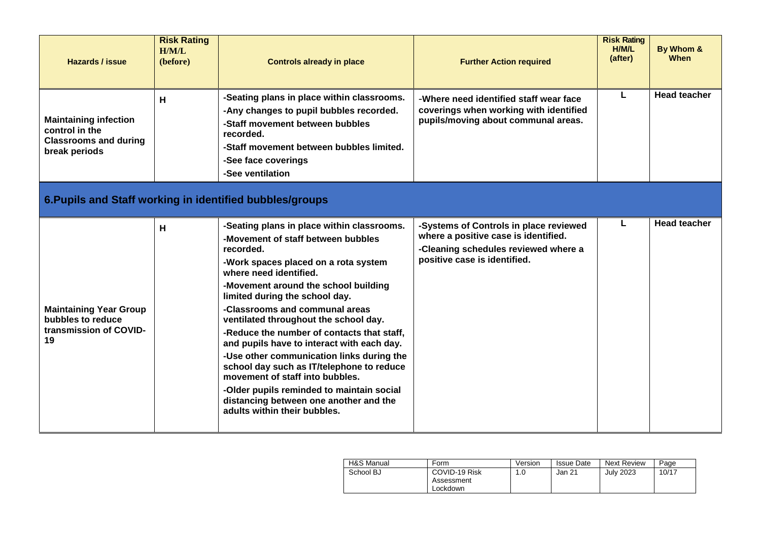| Hazards / issue | Risk Rating H/M/L (before) | Controls already in place | Further Action required | Risk Rating H/M/L (after) | By Whom & When |
|---|---|---|---|---|---|
| **Maintaining infection control in the Classrooms and during break periods** | **H** | **-Seating plans in place within classrooms.**<br>**-Any changes to pupil bubbles recorded.**<br>**-Staff movement between bubbles recorded.**<br>**-Staff movement between bubbles limited.**<br>**-See face coverings**<br>**-See ventilation** | **-Where need identified staff wear face coverings when working with identified pupils/moving about communal areas.** | **L** | **Head teacher** |

## 6.Pupils and Staff working in identified bubbles/groups

| Hazards / issue | Risk Rating H/M/L (before) | Controls already in place | Further Action required | Risk Rating H/M/L (after) | By Whom & When |
|---|---|---|---|---|---|
| **Maintaining Year Group bubbles to reduce transmission of COVID-19** | **H** | **-Seating plans in place within classrooms.**<br>**-Movement of staff between bubbles recorded.**<br>**-Work spaces placed on a rota system where need identified.**<br>**-Movement around the school building limited during the school day.**<br>**-Classrooms and communal areas ventilated throughout the school day.**<br>**-Reduce the number of contacts that staff, and pupils have to interact with each day.**<br>**-Use other communication links during the school day such as IT/telephone to reduce movement of staff into bubbles.**<br>**-Older pupils reminded to maintain social distancing between one another and the adults within their bubbles.** | **-Systems of Controls in place reviewed where a positive case is identified.**<br>**-Cleaning schedules reviewed where a positive case is identified.** | **L** | **Head teacher** |

| H&S Manual | Form | Version | Issue Date | Next Review | Page |
|---|---|---|---|---|---|
| School BJ | COVID-19 Risk Assessment Lockdown | 1.0 | Jan 21 | July 2023 | 10/17 |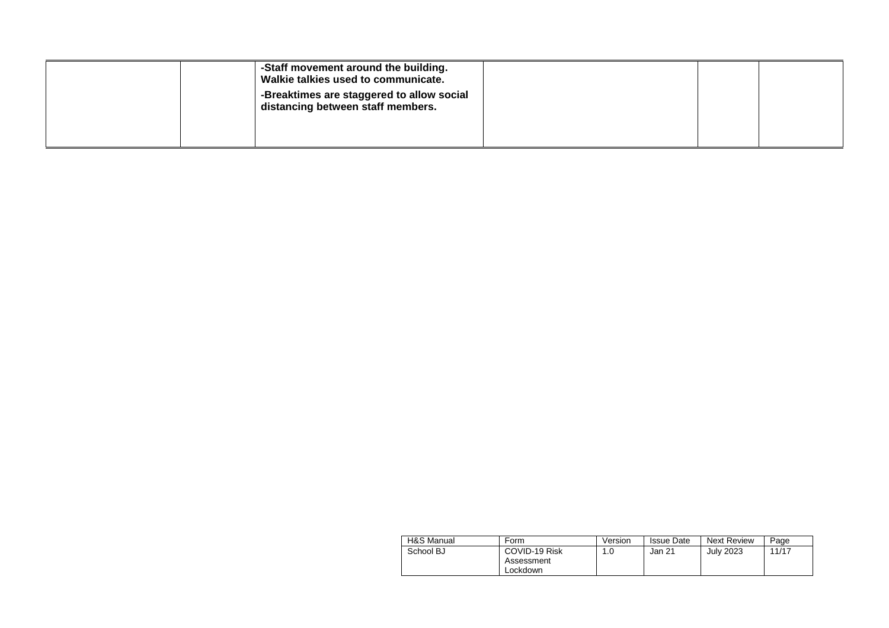| | | | | | |
|---|---|---|---|---|---|
| | | **-Staff movement around the building. Walkie talkies used to communicate.**<br>**-Breaktimes are staggered to allow social distancing between staff members.** | | | |

| H&S Manual | Form | Version | Issue Date | Next Review | Page |
|---|---|---|---|---|---|
| School BJ | COVID-19 Risk Assessment Lockdown | 1.0 | Jan 21 | July 2023 | 11/17 |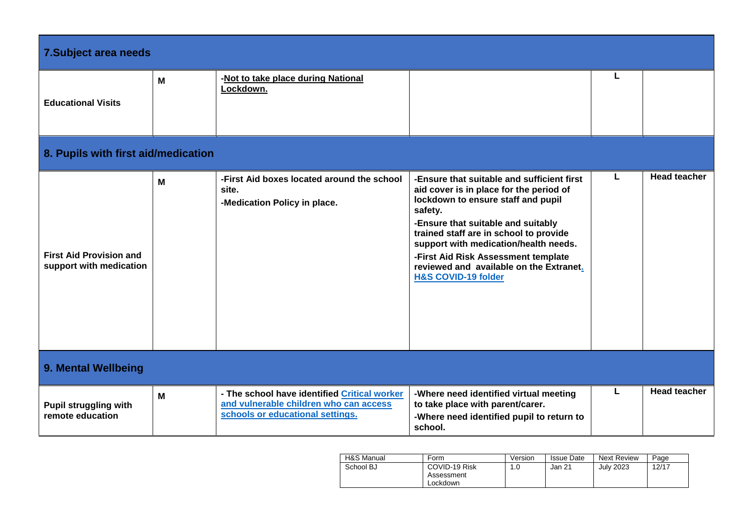| | | | | | |
|---|---|---|---|---|---|
| **7.Subject area needs** | | | | | |
| **Educational Visits** | **M** | **-Not to take place during National Lockdown.** | | **L** | |
| **8. Pupils with first aid/medication** | | | | | |
| **First Aid Provision and support with medication** | **M** | **-First Aid boxes located around the school site.**<br>**-Medication Policy in place.** | **-Ensure that suitable and sufficient first aid cover is in place for the period of lockdown to ensure staff and pupil safety.**<br>**-Ensure that suitable and suitably trained staff are in school to provide support with medication/health needs.**<br>**-First Aid Risk Assessment template reviewed and available on the Extranet. H&S COVID-19 folder** | **L** | **Head teacher** |
| **9. Mental Wellbeing** | | | | | |
| **Pupil struggling with remote education** | **M** | **- The school have identified Critical worker and vulnerable children who can access schools or educational settings.** | **-Where need identified virtual meeting to take place with parent/carer.**<br>**-Where need identified pupil to return to school.** | **L** | **Head teacher** |

| H&S Manual | Form | Version | Issue Date | Next Review | Page |
|---|---|---|---|---|---|
| School BJ | COVID-19 Risk Assessment Lockdown | 1.0 | Jan 21 | July 2023 | 12/17 |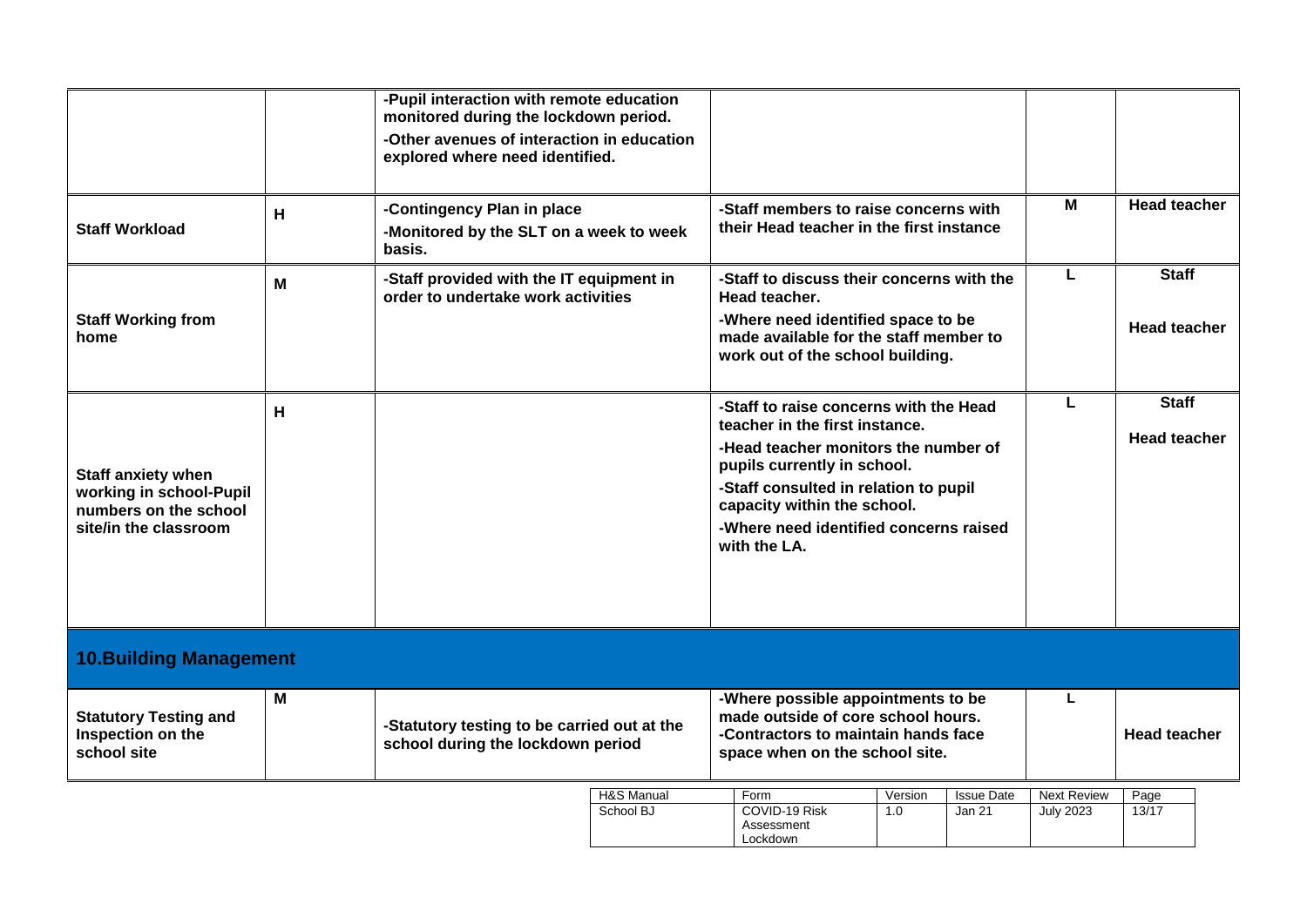| | | | | | |
|---|---|---|---|---|---|
| | | -Pupil interaction with remote education monitored during the lockdown period.<br>-Other avenues of interaction in education explored where need identified. | | | |
| **Staff Workload** | **H** | -Contingency Plan in place<br>-Monitored by the SLT on a week to week basis. | -Staff members to raise concerns with their Head teacher in the first instance | **M** | **Head teacher** |
| **Staff Working from home** | **M** | -Staff provided with the IT equipment in order to undertake work activities | -Staff to discuss their concerns with the Head teacher.<br>-Where need identified space to be made available for the staff member to work out of the school building. | **L** | **Staff**<br>**Head teacher** |
| **Staff anxiety when working in school-Pupil numbers on the school site/in the classroom** | **H** | | -Staff to raise concerns with the Head teacher in the first instance.<br>-Head teacher monitors the number of pupils currently in school.<br>-Staff consulted in relation to pupil capacity within the school.<br>-Where need identified concerns raised with the LA. | **L** | **Staff**<br>**Head teacher** |
| **10.Building Management** | | | | | |
| **Statutory Testing and Inspection on the school site** | **M** | -Statutory testing to be carried out at the school during the lockdown period | -Where possible appointments to be made outside of core school hours.<br>-Contractors to maintain hands face space when on the school site. | **L** | **Head teacher** |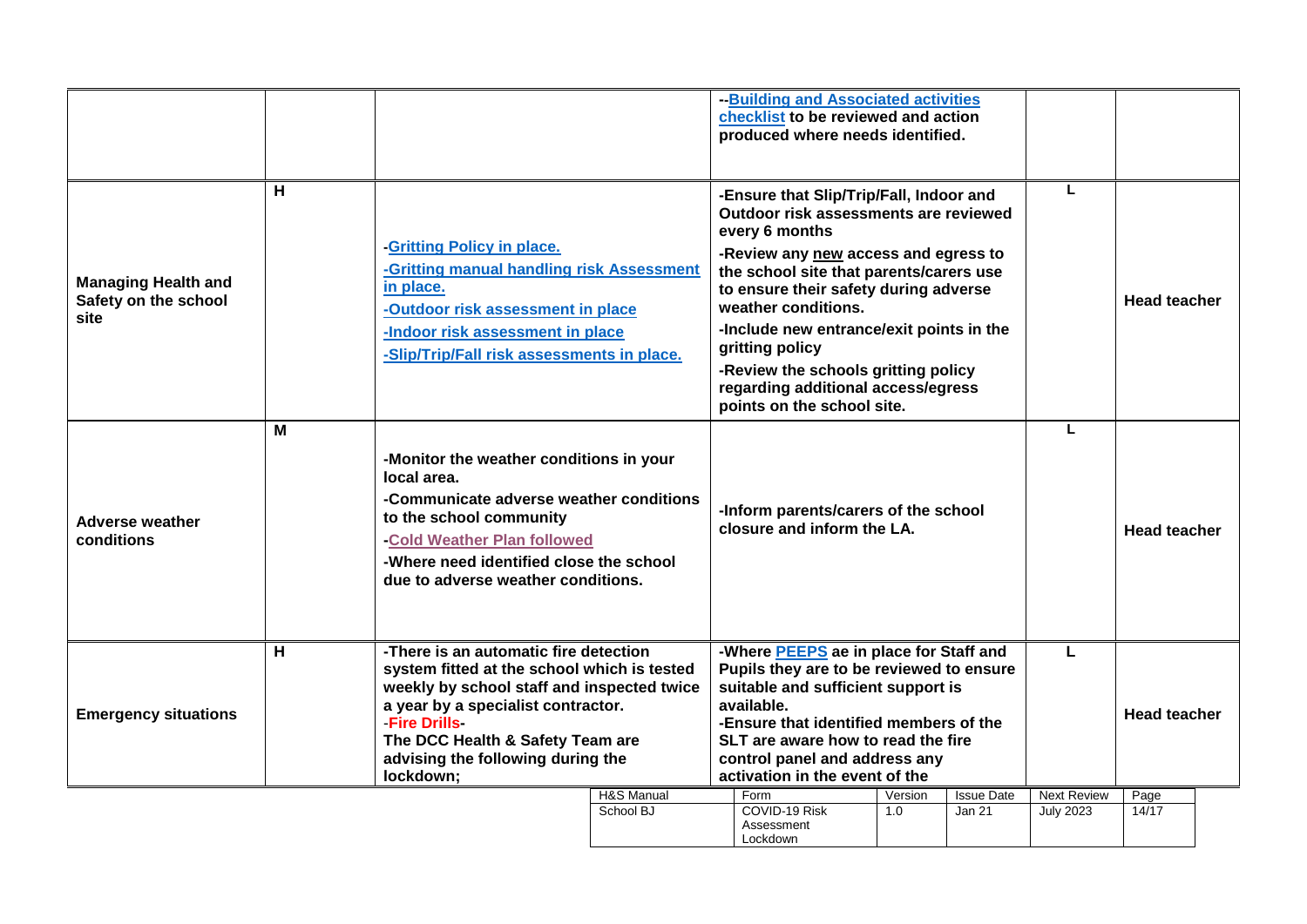| | | | | | |
|---|---|---|---|---|---|
| | | | --Building and Associated activities checklist to be reviewed and action produced where needs identified. | | |
| **Managing Health and Safety on the school site** | **H** | -Gritting Policy in place.<br>-Gritting manual handling risk Assessment in place.<br>-Outdoor risk assessment in place<br>-Indoor risk assessment in place<br>-Slip/Trip/Fall risk assessments in place. | **-Ensure that Slip/Trip/Fall, Indoor and Outdoor risk assessments are reviewed every 6 months**<br>**-Review any new access and egress to the school site that parents/carers use to ensure their safety during adverse weather conditions.**<br>**-Include new entrance/exit points in the gritting policy**<br>**-Review the schools gritting policy regarding additional access/egress points on the school site.** | **L** | **Head teacher** |
| **Adverse weather conditions** | **M** | **-Monitor the weather conditions in your local area.**<br>**-Communicate adverse weather conditions to the school community**<br>-Cold Weather Plan followed<br>**-Where need identified close the school due to adverse weather conditions.** | **-Inform parents/carers of the school closure and inform the LA.** | **L** | **Head teacher** |
| **Emergency situations** | **H** | **-There is an automatic fire detection system fitted at the school which is tested weekly by school staff and inspected twice a year by a specialist contractor.**<br>-**Fire Drills**-<br>**The DCC Health & Safety Team are advising the following during the lockdown;** | **-Where PEEPS ae in place for Staff and Pupils they are to be reviewed to ensure suitable and sufficient support is available.**<br>**-Ensure that identified members of the SLT are aware how to read the fire control panel and address any activation in the event of the** | **L** | **Head teacher** |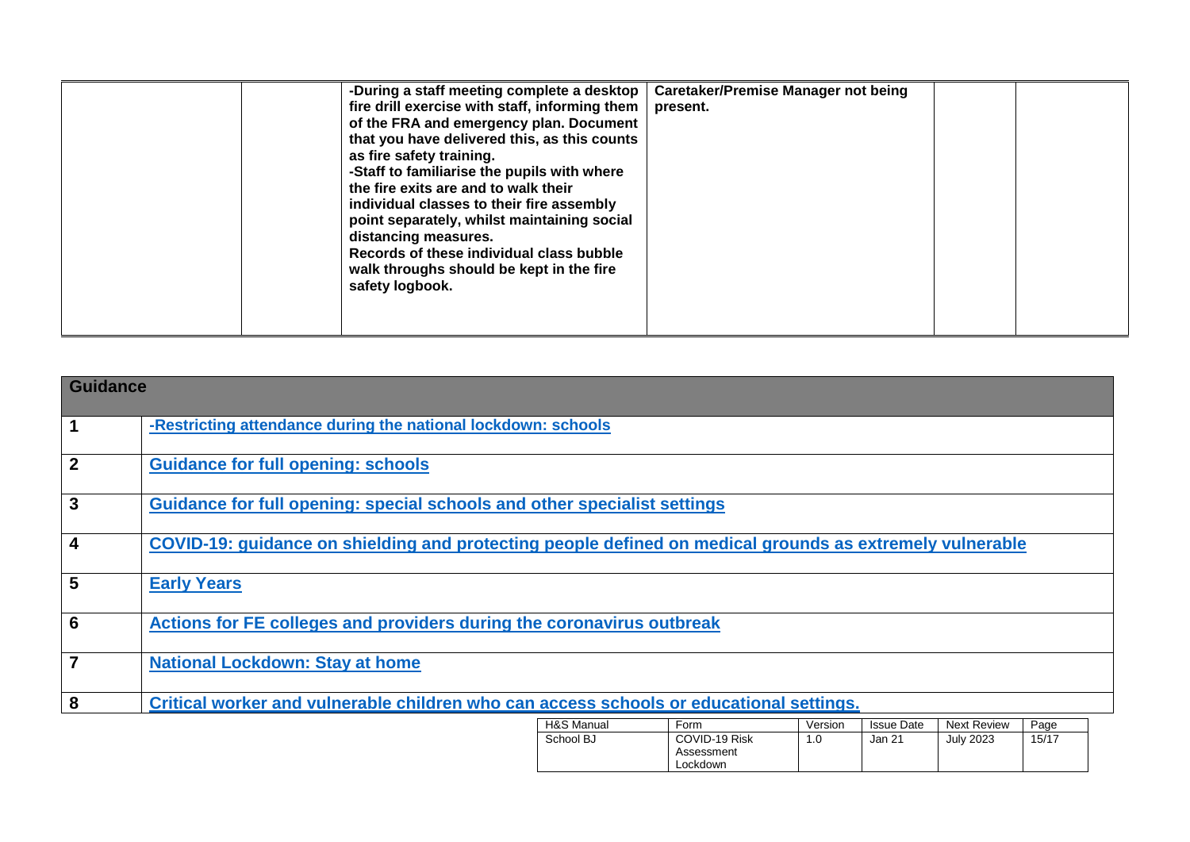| | | | | | |
|---|---|---|---|---|---|
| | | **-During a staff meeting complete a desktop fire drill exercise with staff, informing them of the FRA and emergency plan. Document that you have delivered this, as this counts as fire safety training.**<br>**-Staff to familiarise the pupils with where the fire exits are and to walk their individual classes to their fire assembly point separately, whilst maintaining social distancing measures.**<br>**Records of these individual class bubble walk throughs should be kept in the fire safety logbook.** | **Caretaker/Premise Manager not being present.** | | |

| **Guidance** | |
|---|---|
| **1** | **-Restricting attendance during the national lockdown: schools** |
| **2** | **Guidance for full opening: schools** |
| **3** | **Guidance for full opening: special schools and other specialist settings** |
| **4** | **COVID-19: guidance on shielding and protecting people defined on medical grounds as extremely vulnerable** |
| **5** | **Early Years** |
| **6** | **Actions for FE colleges and providers during the coronavirus outbreak** |
| **7** | **National Lockdown: Stay at home** |
| **8** | **Critical worker and vulnerable children who can access schools or educational settings.** |

| H&S Manual | Form | Version | Issue Date | Next Review | Page |
|---|---|---|---|---|---|
| School BJ | COVID-19 Risk Assessment Lockdown | 1.0 | Jan 21 | July 2023 | 15/17 |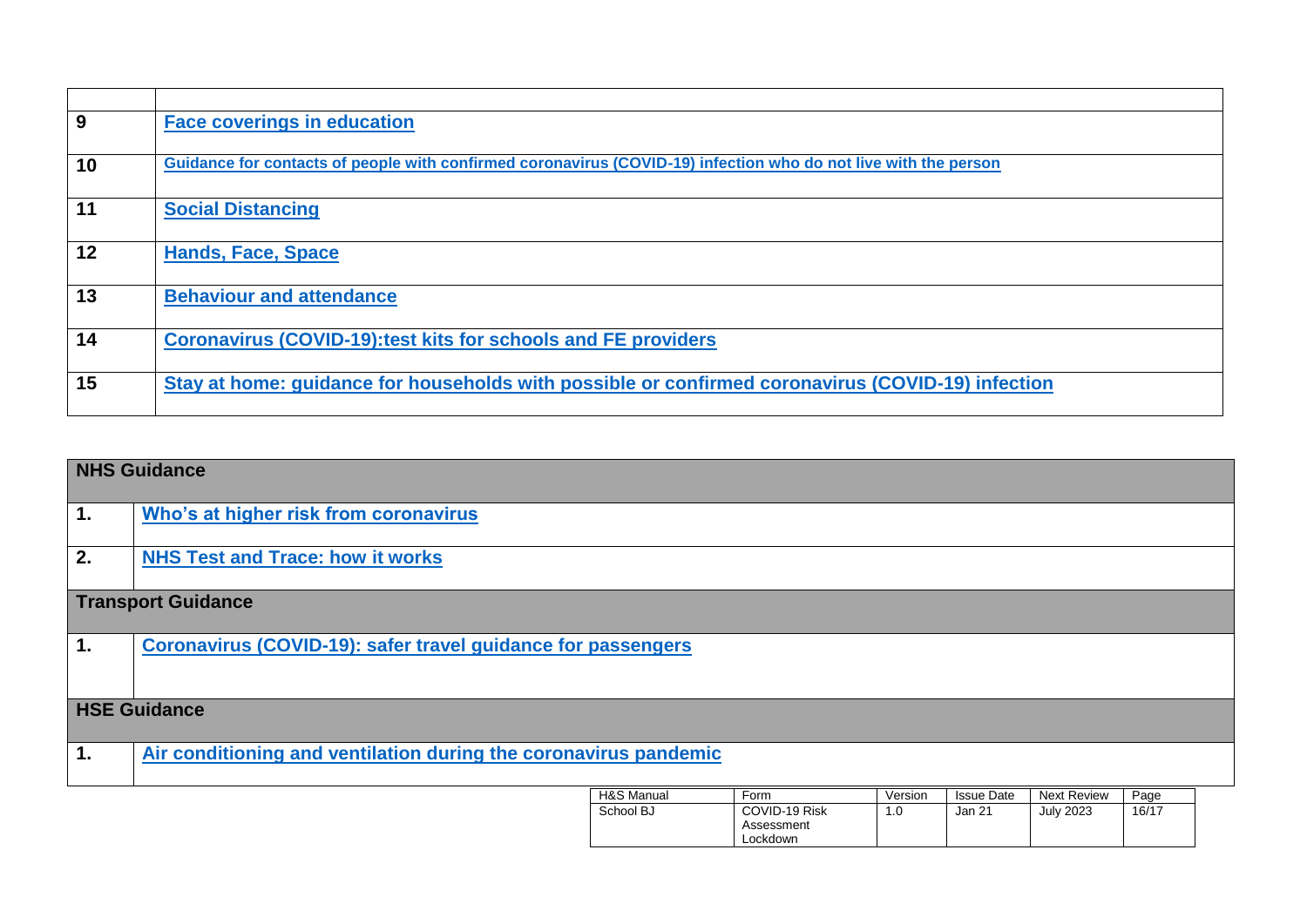| | |
|---|---|
| 9 | **Face coverings in education** |
| 10 | **Guidance for contacts of people with confirmed coronavirus (COVID-19) infection who do not live with the person** |
| 11 | **Social Distancing** |
| 12 | **Hands, Face, Space** |
| 13 | **Behaviour and attendance** |
| 14 | **Coronavirus (COVID-19):test kits for schools and FE providers** |
| 15 | **Stay at home: guidance for households with possible or confirmed coronavirus (COVID-19) infection** |

| **NHS Guidance** | |
|---|---|
| 1. | **Who's at higher risk from coronavirus** |
| 2. | **NHS Test and Trace: how it works** |
| **Transport Guidance** | |
| 1. | **Coronavirus (COVID-19): safer travel guidance for passengers** |
| **HSE Guidance** | |
| 1. | **Air conditioning and ventilation during the coronavirus pandemic** |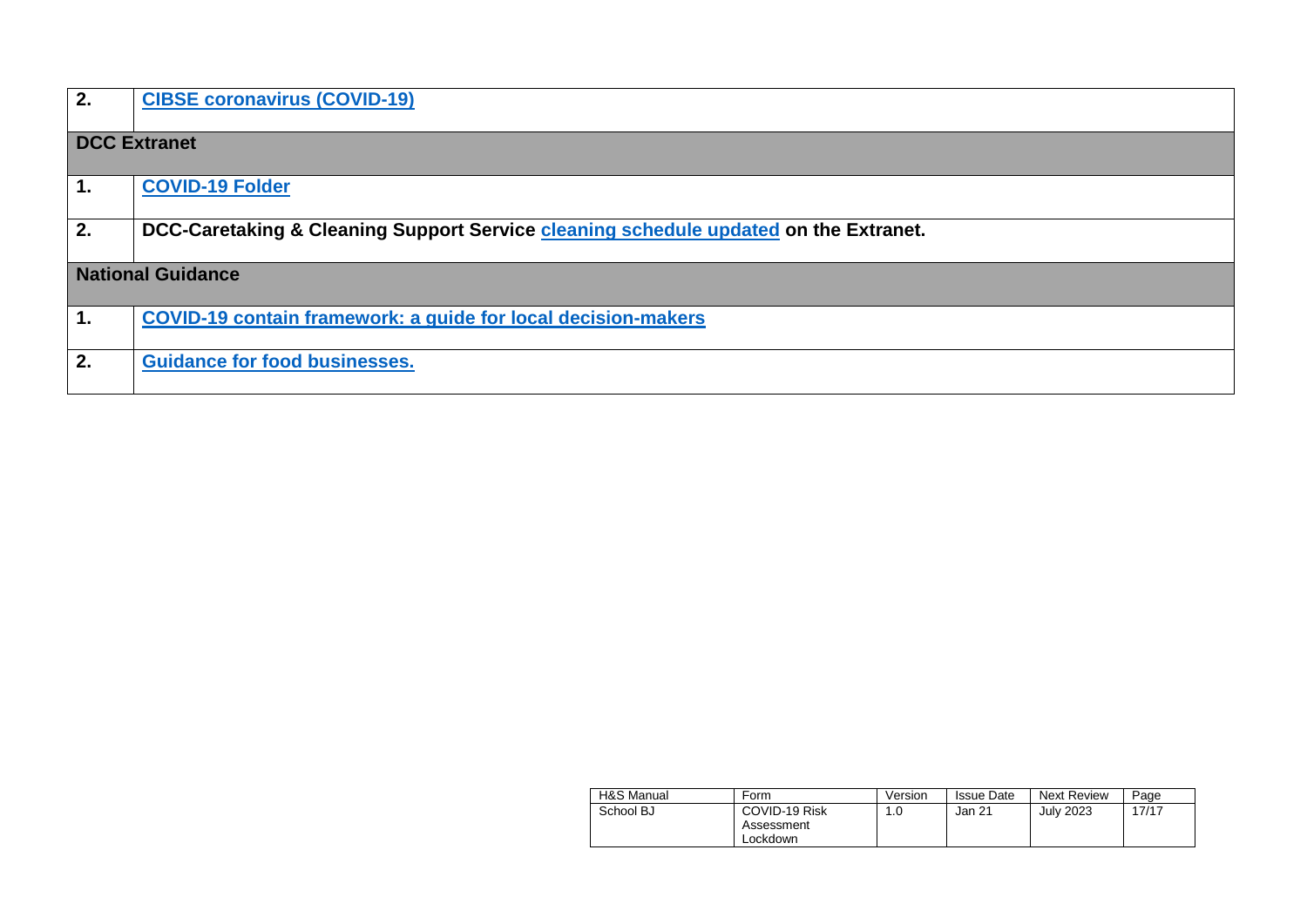| | |
|---|---|
| **2.** | **CIBSE coronavirus (COVID-19)** |
| **DCC Extranet** | |
| **1.** | **COVID-19 Folder** |
| **2.** | **DCC-Caretaking & Cleaning Support Service cleaning schedule updated on the Extranet.** |
| **National Guidance** | |
| **1.** | **COVID-19 contain framework: a guide for local decision-makers** |
| **2.** | **Guidance for food businesses.** |

| H&S Manual | Form | Version | Issue Date | Next Review | Page |
|---|---|---|---|---|---|
| School BJ | COVID-19 Risk Assessment Lockdown | 1.0 | Jan 21 | July 2023 | 17/17 |